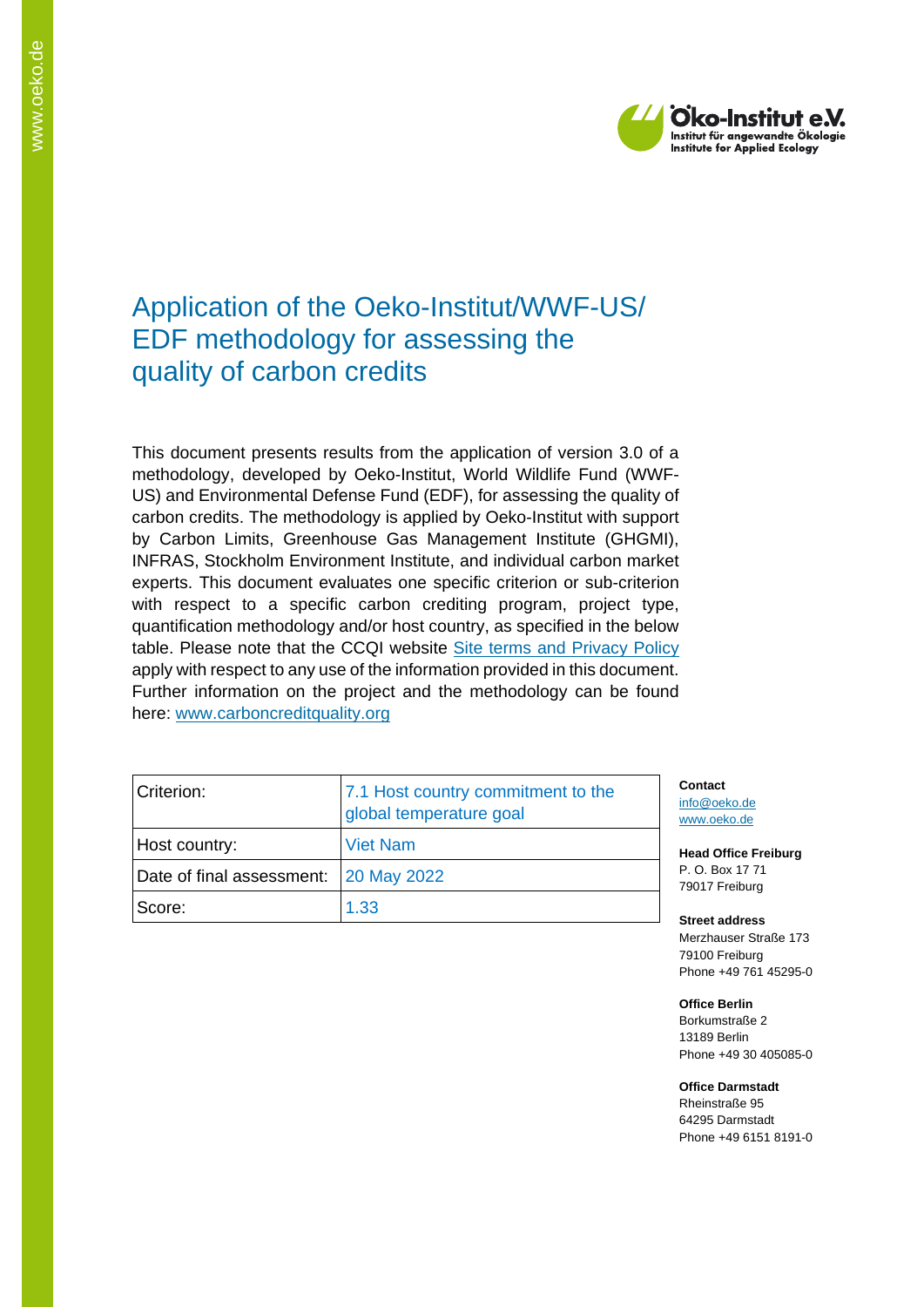# Application of the Oeko-Institut/WWF-US/ EDF methodology for assessing the quality of carbon credits

This document presents results from the application of version 3.0 of a methodology, developed by Oeko-Institut, World Wildlife Fund (WWF-US) and Environmental Defense Fund (EDF), for assessing the quality of carbon credits. The methodology is applied by Oeko-Institut with support by Carbon Limits, Greenhouse Gas Management Institute (GHGMI), INFRAS, Stockholm Environment Institute, and individual carbon market experts. This document evaluates one specific criterion or sub-criterion with respect to a specific carbon crediting program, project type, quantification methodology and/or host country, as specified in the below table. Please note that the CCQI website Site terms and Privacy Policy apply with respect to any use of the information provided in this document. Further information on the project and the methodology can be found here: www.carboncreditquality.org

| Criterion: | 7.1 Host country commitment to the global temperature goal |
|---|---|
| Host country: | Viet Nam |
| Date of final assessment: | 20 May 2022 |
| Score: | 1.33 |

**Contact**
info@oeko.de
www.oeko.de

**Head Office Freiburg**
P. O. Box 17 71
79017 Freiburg

**Street address**
Merzhauser Straße 173
79100 Freiburg
Phone +49 761 45295-0

**Office Berlin**
Borkumstraße 2
13189 Berlin
Phone +49 30 405085-0

**Office Darmstadt**
Rheinstraße 95
64295 Darmstadt
Phone +49 6151 8191-0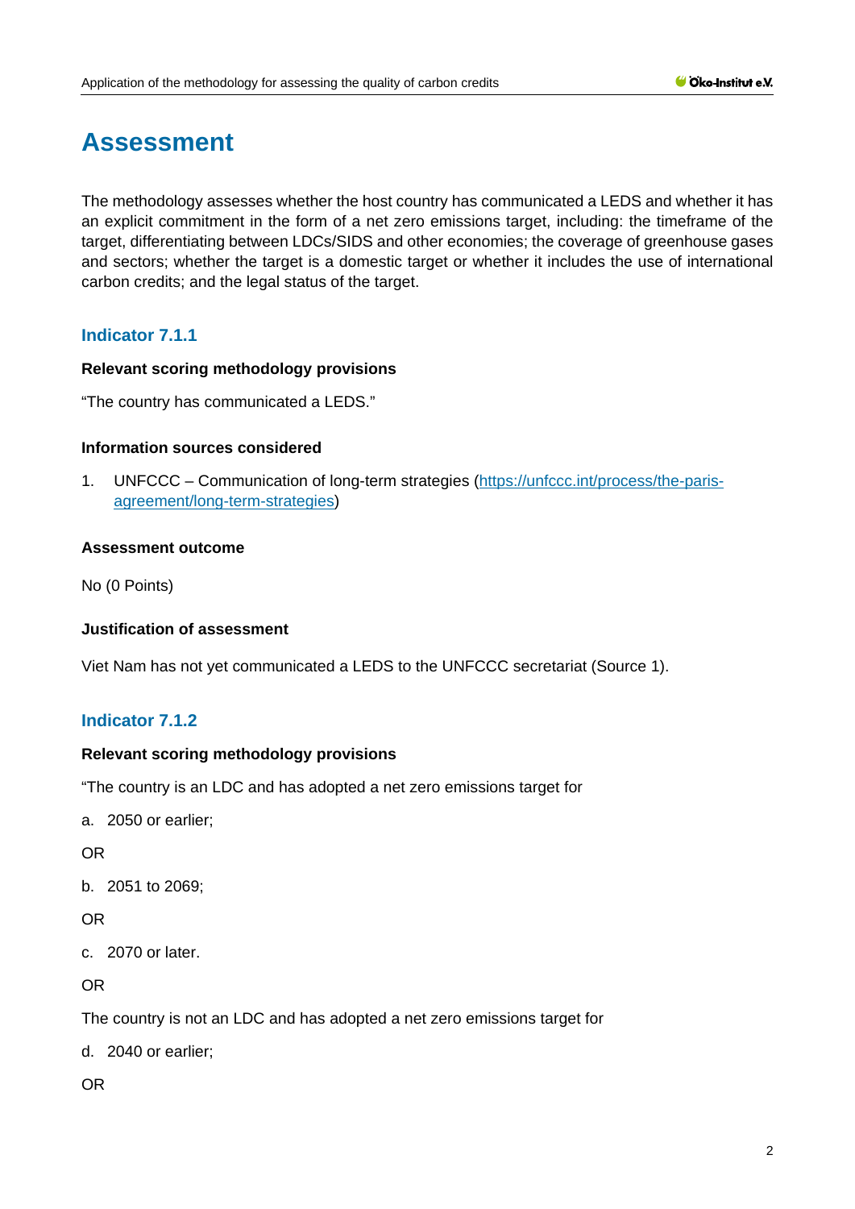# Assessment

The methodology assesses whether the host country has communicated a LEDS and whether it has an explicit commitment in the form of a net zero emissions target, including: the timeframe of the target, differentiating between LDCs/SIDS and other economies; the coverage of greenhouse gases and sectors; whether the target is a domestic target or whether it includes the use of international carbon credits; and the legal status of the target.

## Indicator 7.1.1

**Relevant scoring methodology provisions**

"The country has communicated a LEDS."

**Information sources considered**

1. UNFCCC – Communication of long-term strategies (https://unfccc.int/process/the-paris-agreement/long-term-strategies)

**Assessment outcome**

No (0 Points)

**Justification of assessment**

Viet Nam has not yet communicated a LEDS to the UNFCCC secretariat (Source 1).

## Indicator 7.1.2

**Relevant scoring methodology provisions**

"The country is an LDC and has adopted a net zero emissions target for

a. 2050 or earlier;

OR

b. 2051 to 2069;

OR

c. 2070 or later.

OR

The country is not an LDC and has adopted a net zero emissions target for

d. 2040 or earlier;

OR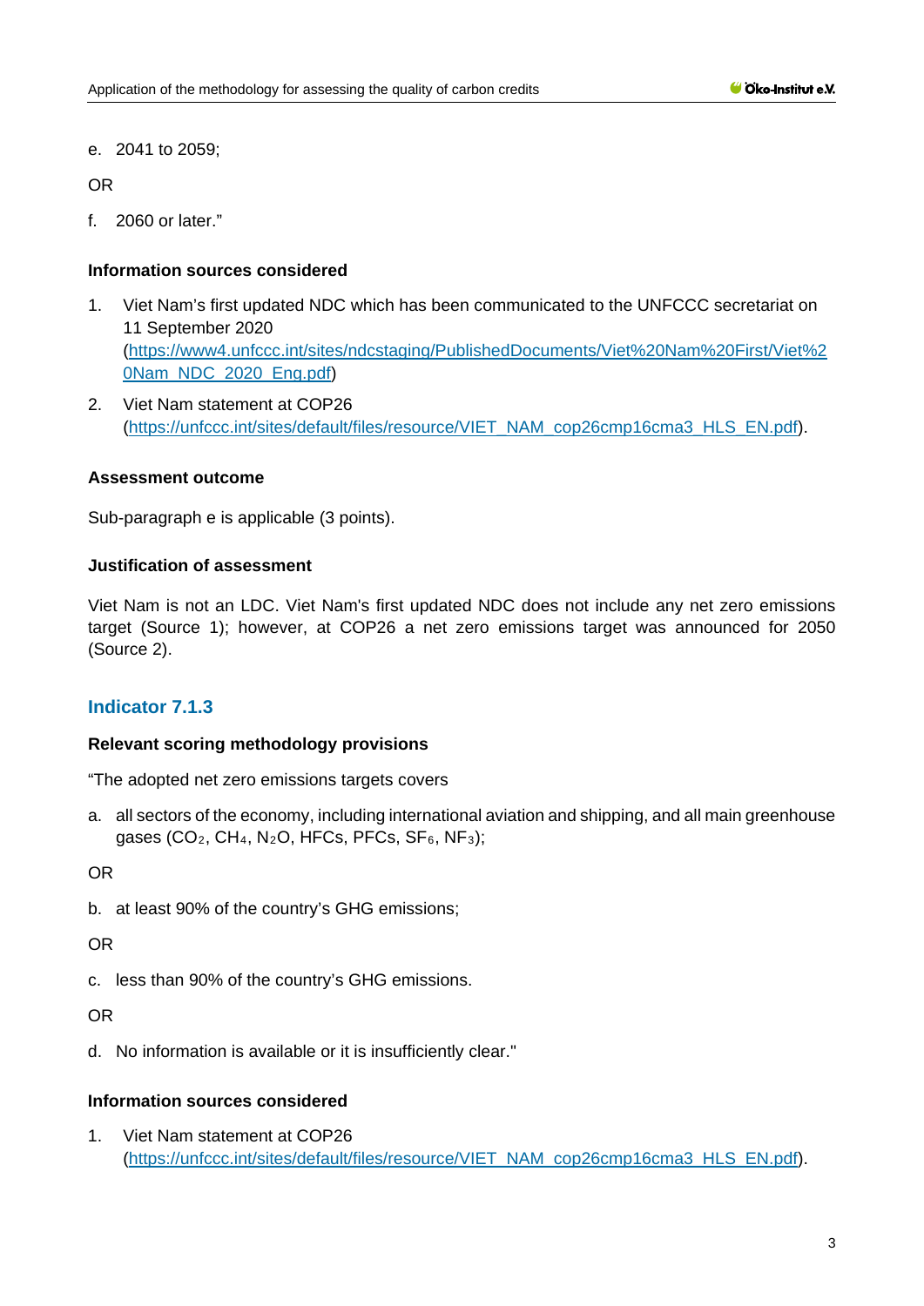e. 2041 to 2059;

OR

f. 2060 or later."

**Information sources considered**

1. Viet Nam's first updated NDC which has been communicated to the UNFCCC secretariat on 11 September 2020 (https://www4.unfccc.int/sites/ndcstaging/PublishedDocuments/Viet%20Nam%20First/Viet%20Nam_NDC_2020_Eng.pdf)
2. Viet Nam statement at COP26 (https://unfccc.int/sites/default/files/resource/VIET_NAM_cop26cmp16cma3_HLS_EN.pdf).

**Assessment outcome**

Sub-paragraph e is applicable (3 points).

**Justification of assessment**

Viet Nam is not an LDC. Viet Nam's first updated NDC does not include any net zero emissions target (Source 1); however, at COP26 a net zero emissions target was announced for 2050 (Source 2).

### Indicator 7.1.3

**Relevant scoring methodology provisions**

"The adopted net zero emissions targets covers

a. all sectors of the economy, including international aviation and shipping, and all main greenhouse gases ($CO_2$, $CH_4$, $N_2O$, HFCs, PFCs, $SF_6$, $NF_3$);

OR

b. at least 90% of the country's GHG emissions;

OR

c. less than 90% of the country's GHG emissions.

OR

d. No information is available or it is insufficiently clear."

**Information sources considered**

1. Viet Nam statement at COP26 (https://unfccc.int/sites/default/files/resource/VIET_NAM_cop26cmp16cma3_HLS_EN.pdf).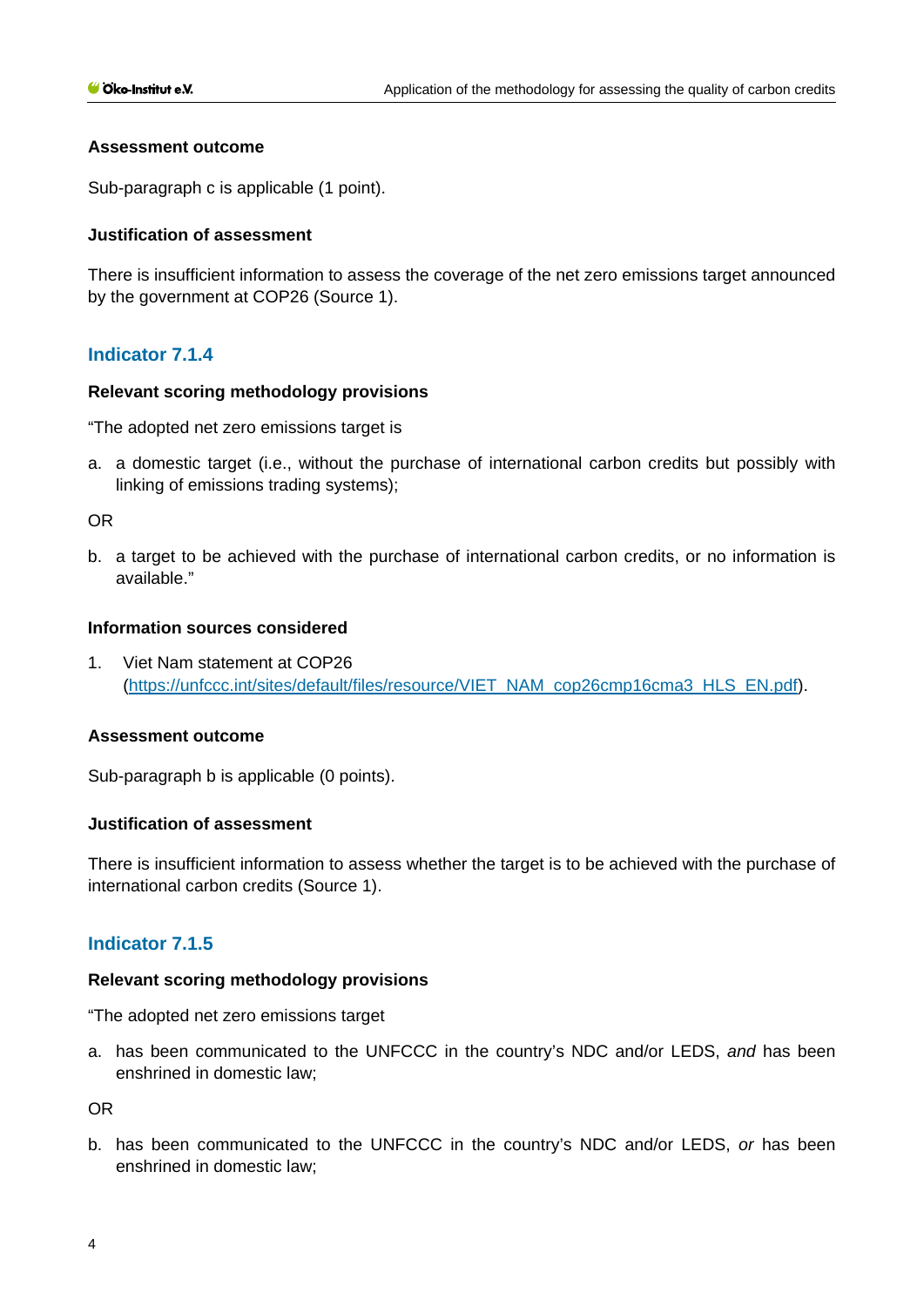#### Assessment outcome

Sub-paragraph c is applicable (1 point).

#### Justification of assessment

There is insufficient information to assess the coverage of the net zero emissions target announced by the government at COP26 (Source 1).

### Indicator 7.1.4

#### Relevant scoring methodology provisions

"The adopted net zero emissions target is

a. a domestic target (i.e., without the purchase of international carbon credits but possibly with linking of emissions trading systems);

OR

b. a target to be achieved with the purchase of international carbon credits, or no information is available."

#### Information sources considered

1. Viet Nam statement at COP26 (https://unfccc.int/sites/default/files/resource/VIET_NAM_cop26cmp16cma3_HLS_EN.pdf).

#### Assessment outcome

Sub-paragraph b is applicable (0 points).

#### Justification of assessment

There is insufficient information to assess whether the target is to be achieved with the purchase of international carbon credits (Source 1).

### Indicator 7.1.5

#### Relevant scoring methodology provisions

"The adopted net zero emissions target

a. has been communicated to the UNFCCC in the country's NDC and/or LEDS, *and* has been enshrined in domestic law;

OR

b. has been communicated to the UNFCCC in the country's NDC and/or LEDS, *or* has been enshrined in domestic law;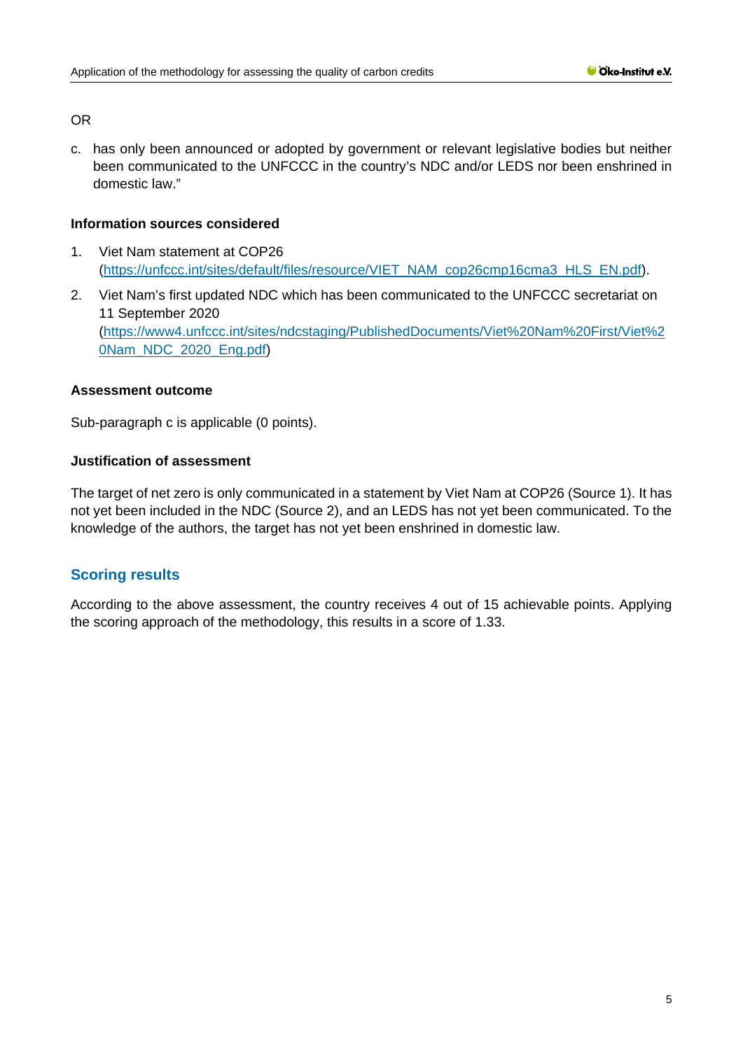OR

c. has only been announced or adopted by government or relevant legislative bodies but neither been communicated to the UNFCCC in the country's NDC and/or LEDS nor been enshrined in domestic law."

**Information sources considered**

1. Viet Nam statement at COP26 (https://unfccc.int/sites/default/files/resource/VIET_NAM_cop26cmp16cma3_HLS_EN.pdf).
2. Viet Nam's first updated NDC which has been communicated to the UNFCCC secretariat on 11 September 2020 (https://www4.unfccc.int/sites/ndcstaging/PublishedDocuments/Viet%20Nam%20First/Viet%20Nam_NDC_2020_Eng.pdf)

**Assessment outcome**

Sub-paragraph c is applicable (0 points).

**Justification of assessment**

The target of net zero is only communicated in a statement by Viet Nam at COP26 (Source 1). It has not yet been included in the NDC (Source 2), and an LEDS has not yet been communicated. To the knowledge of the authors, the target has not yet been enshrined in domestic law.

## Scoring results

According to the above assessment, the country receives 4 out of 15 achievable points. Applying the scoring approach of the methodology, this results in a score of 1.33.